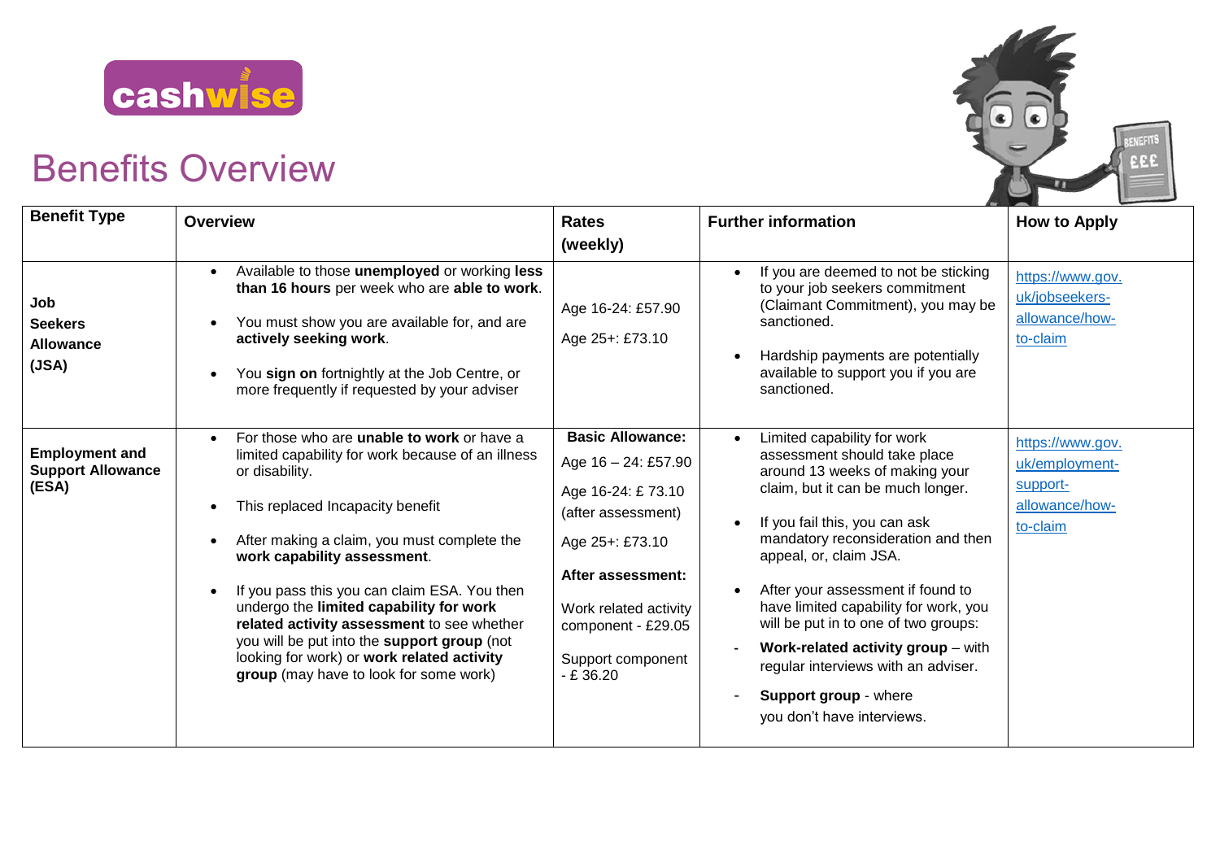cashwise

# Benefits Overview

| Benefit Type | Overview | Rates (weekly) | Further information | How to Apply |
|---|---|---|---|---|
| **Job Seekers Allowance (JSA)** | • Available to those **unemployed** or working **less than 16 hours** per week who are **able to work**.<br>• You must show you are available for, and are **actively seeking work**.<br>• You **sign on** fortnightly at the Job Centre, or more frequently if requested by your adviser | Age 16-24: £57.90<br>Age 25+: £73.10 | • If you are deemed to not be sticking to your job seekers commitment (Claimant Commitment), you may be sanctioned.<br>• Hardship payments are potentially available to support you if you are sanctioned. | https://www.gov.uk/jobseekers-allowance/how-to-claim |
| **Employment and Support Allowance (ESA)** | • For those who are **unable to work** or have a limited capability for work because of an illness or disability.<br>• This replaced Incapacity benefit<br>• After making a claim, you must complete the **work capability assessment**.<br>• If you pass this you can claim ESA. You then undergo the **limited capability for work related activity assessment** to see whether you will be put into the **support group** (not looking for work) or **work related activity group** (may have to look for some work) | **Basic Allowance:**<br>Age 16 – 24: £57.90<br>Age 16-24: £ 73.10 (after assessment)<br>Age 25+: £73.10<br>**After assessment:**<br>Work related activity component - £29.05<br>Support component - £ 36.20 | • Limited capability for work assessment should take place around 13 weeks of making your claim, but it can be much longer.<br>• If you fail this, you can ask mandatory reconsideration and then appeal, or, claim JSA.<br>• After your assessment if found to have limited capability for work, you will be put in to one of two groups:<br>- **Work-related activity group** – with regular interviews with an adviser.<br>- **Support group** - where you don't have interviews. | https://www.gov.uk/employment-support-allowance/how-to-claim |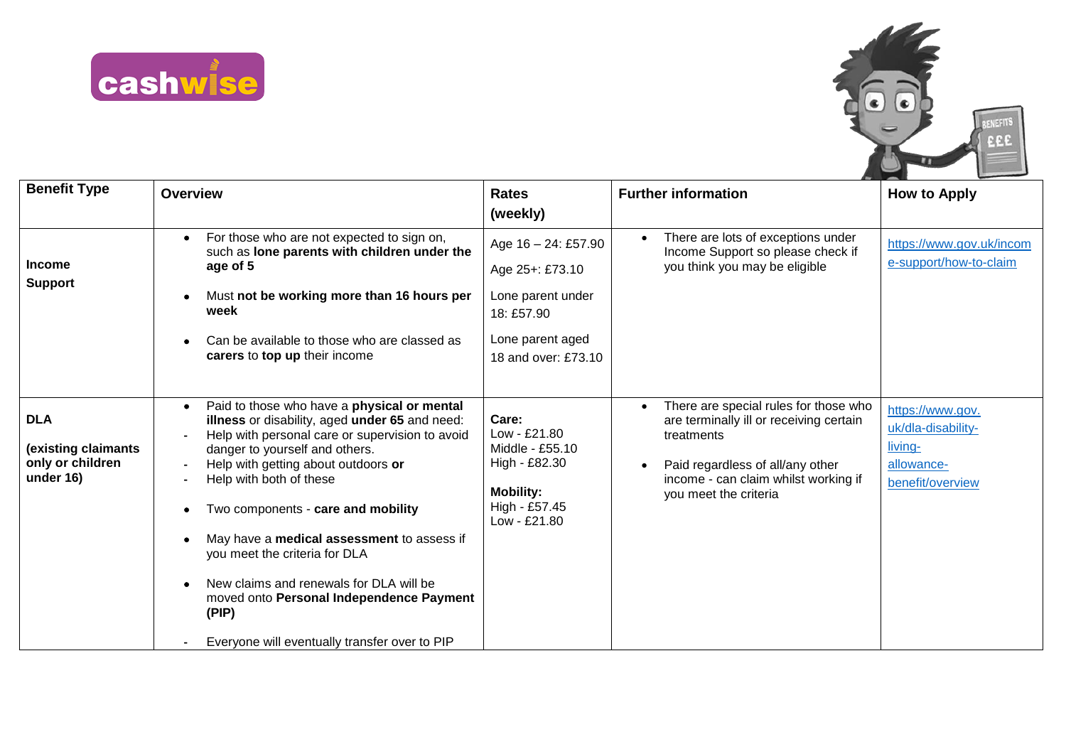| Benefit Type | Overview | Rates (weekly) | Further information | How to Apply |
|---|---|---|---|---|
| **Income Support** | • For those who are not expected to sign on, such as **lone parents with children under the age of 5**<br>• Must **not be working more than 16 hours per week**<br>• Can be available to those who are classed as **carers** to **top up** their income | Age 16 – 24: £57.90<br>Age 25+: £73.10<br>Lone parent under 18: £57.90<br>Lone parent aged 18 and over: £73.10 | • There are lots of exceptions under Income Support so please check if you think you may be eligible | https://www.gov.uk/income-support/how-to-claim |
| **DLA (existing claimants only or children under 16)** | • Paid to those who have a **physical or mental illness** or disability, aged **under 65** and need:<br>- Help with personal care or supervision to avoid danger to yourself and others.<br>- Help with getting about outdoors **or**<br>- Help with both of these<br>• Two components - **care and mobility**<br>• May have a **medical assessment** to assess if you meet the criteria for DLA<br>• New claims and renewals for DLA will be moved onto **Personal Independence Payment (PIP)**<br>- Everyone will eventually transfer over to PIP | **Care:**<br>Low - £21.80<br>Middle - £55.10<br>High - £82.30<br>**Mobility:**<br>High - £57.45<br>Low - £21.80 | • There are special rules for those who are terminally ill or receiving certain treatments<br>• Paid regardless of all/any other income - can claim whilst working if you meet the criteria | https://www.gov.uk/dla-disability-living-allowance-benefit/overview |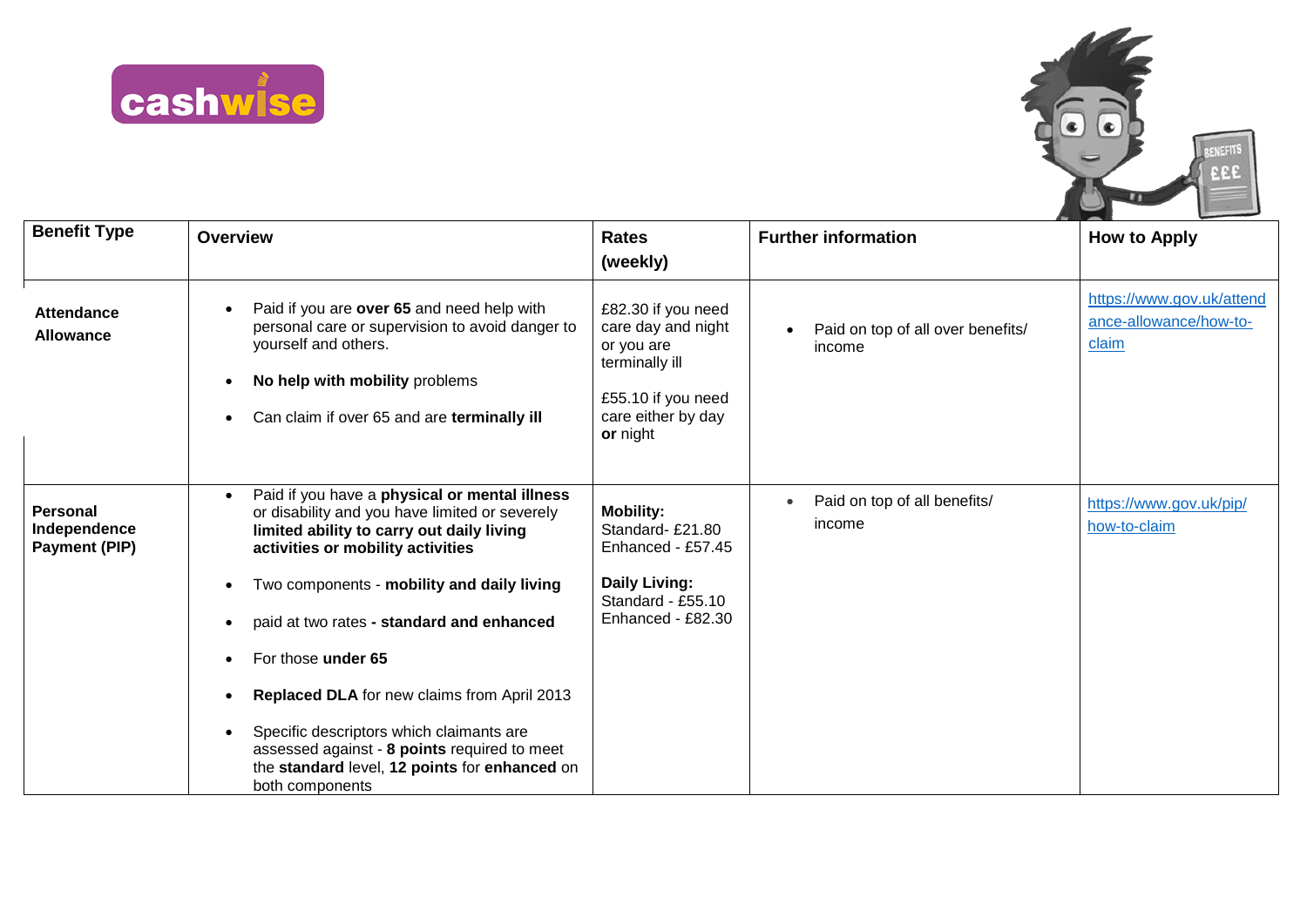| Benefit Type | Overview | Rates (weekly) | Further information | How to Apply |
|---|---|---|---|---|
| **Attendance Allowance** | • Paid if you are **over 65** and need help with personal care or supervision to avoid danger to yourself and others.<br>• **No help with mobility** problems<br>• Can claim if over 65 and are **terminally ill** | £82.30 if you need care day and night or you are terminally ill<br><br>£55.10 if you need care either by day **or** night | • Paid on top of all over benefits/ income | https://www.gov.uk/attendance-allowance/how-to-claim |
| **Personal Independence Payment (PIP)** | • Paid if you have a **physical or mental illness** or disability and you have limited or severely **limited ability to carry out daily living activities or mobility activities**<br>• Two components - **mobility and daily living**<br>• paid at two rates **- standard and enhanced**<br>• For those **under 65**<br>• **Replaced DLA** for new claims from April 2013<br>• Specific descriptors which claimants are assessed against - **8 points** required to meet the **standard** level, **12 points** for **enhanced** on both components | **Mobility:**<br>Standard- £21.80<br>Enhanced - £57.45<br><br>**Daily Living:**<br>Standard - £55.10<br>Enhanced - £82.30 | • Paid on top of all benefits/ income | https://www.gov.uk/pip/how-to-claim |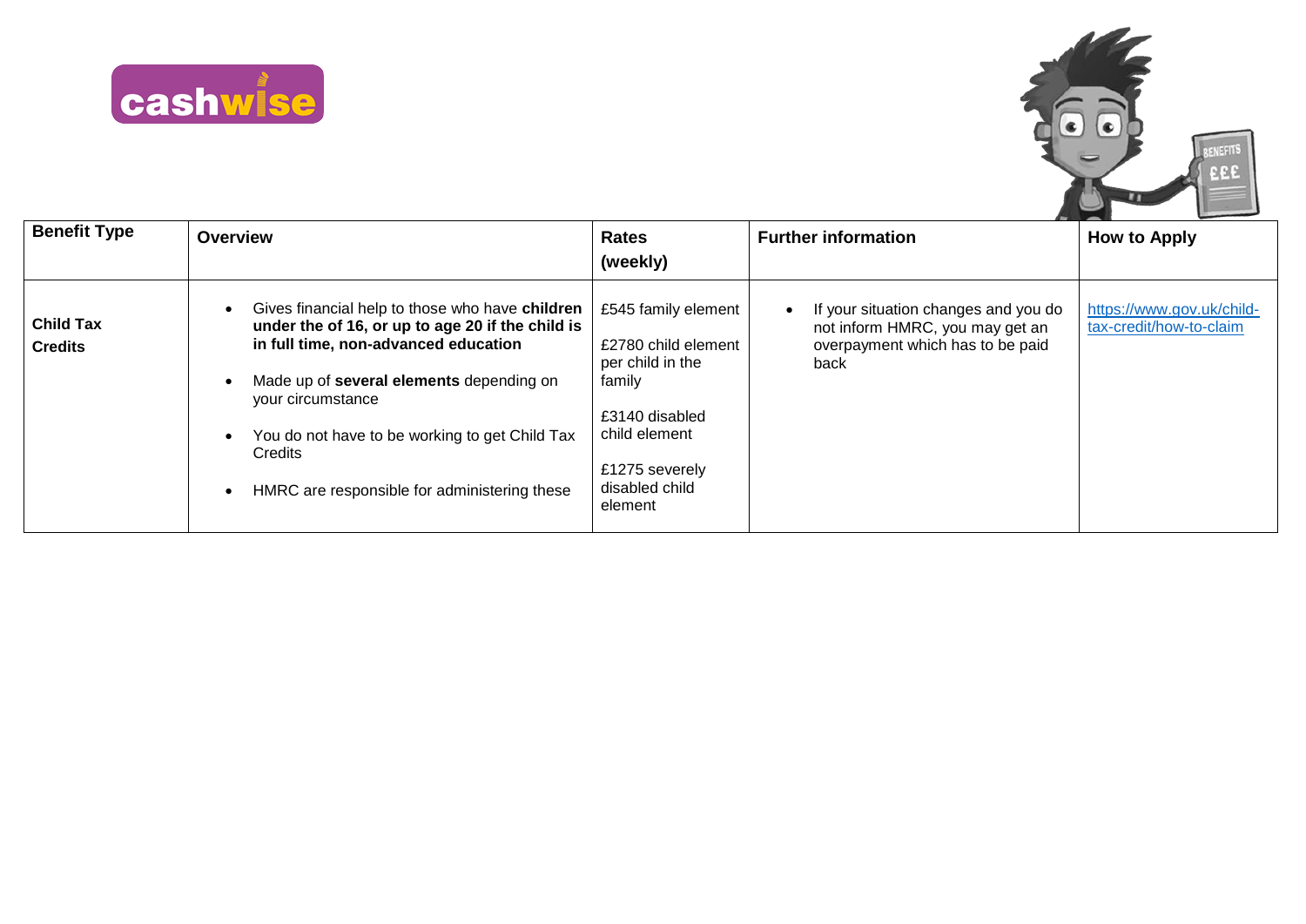| Benefit Type | Overview | Rates (weekly) | Further information | How to Apply |
|---|---|---|---|---|
| **Child Tax Credits** | • Gives financial help to those who have **children under the of 16, or up to age 20 if the child is in full time, non-advanced education**<br><br>• Made up of **several elements** depending on your circumstance<br><br>• You do not have to be working to get Child Tax Credits<br><br>• HMRC are responsible for administering these | £545 family element<br><br>£2780 child element per child in the family<br><br>£3140 disabled child element<br><br>£1275 severely disabled child element | • If your situation changes and you do not inform HMRC, you may get an overpayment which has to be paid back | https://www.gov.uk/child-tax-credit/how-to-claim |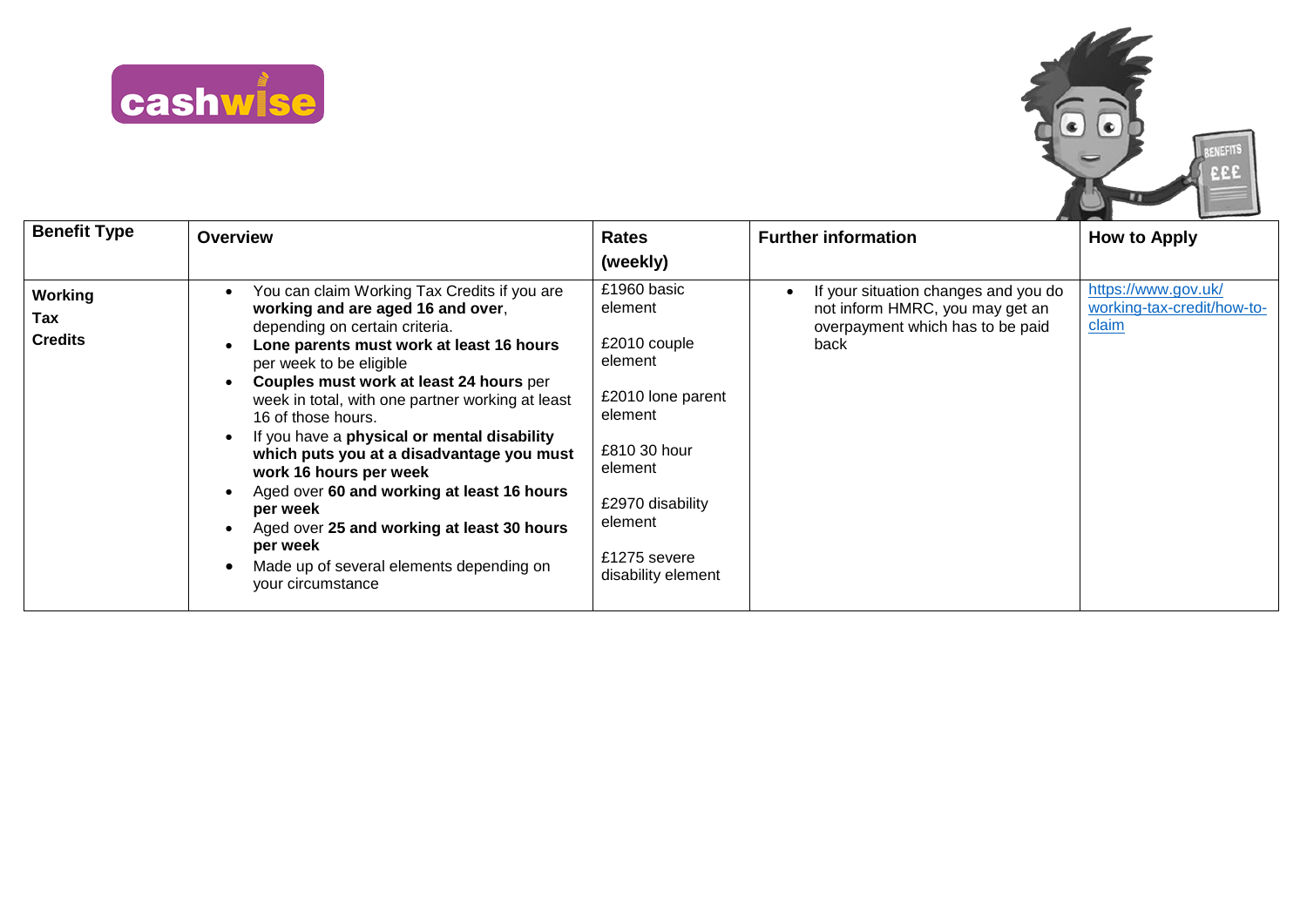| Benefit Type | Overview | Rates (weekly) | Further information | How to Apply |
| --- | --- | --- | --- | --- |
| **Working Tax Credits** | • You can claim Working Tax Credits if you are **working and are aged 16 and over**, depending on certain criteria.<br>• **Lone parents must work at least 16 hours** per week to be eligible<br>• **Couples must work at least 24 hours** per week in total, with one partner working at least 16 of those hours.<br>• If you have a **physical or mental disability which puts you at a disadvantage you must work 16 hours per week**<br>• Aged over **60 and working at least 16 hours per week**<br>• Aged over **25 and working at least 30 hours per week**<br>• Made up of several elements depending on your circumstance | £1960 basic element<br><br>£2010 couple element<br><br>£2010 lone parent element<br><br>£810 30 hour element<br><br>£2970 disability element<br><br>£1275 severe disability element | • If your situation changes and you do not inform HMRC, you may get an overpayment which has to be paid back | [https://www.gov.uk/working-tax-credit/how-to-claim](https://www.gov.uk/working-tax-credit/how-to-claim) |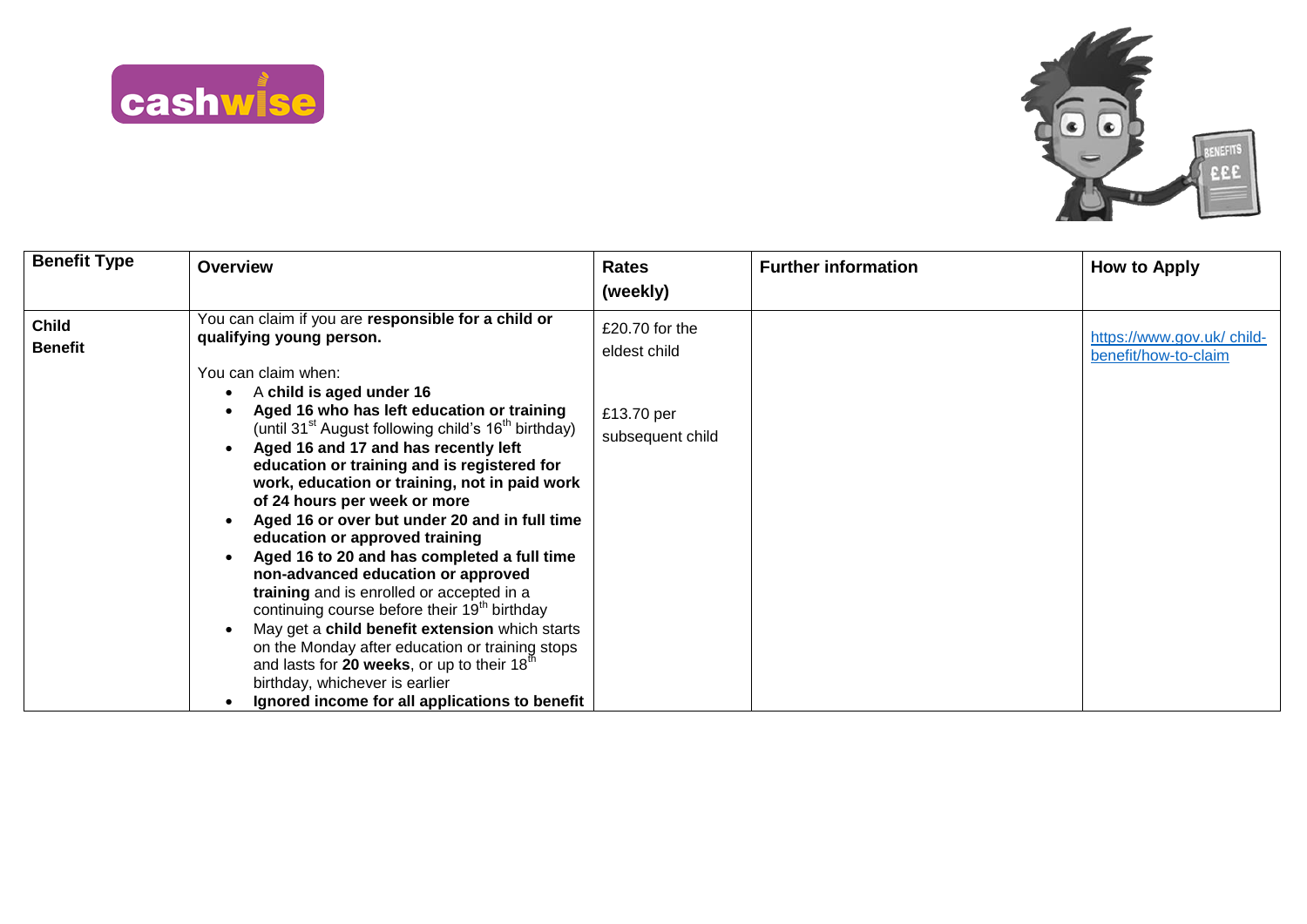| Benefit Type | Overview | Rates (weekly) | Further information | How to Apply |
|---|---|---|---|---|
| **Child Benefit** | You can claim if you are **responsible for a child or qualifying young person.**<br><br>You can claim when:<br>• A **child is aged under 16**<br>• **Aged 16 who has left education or training** (until 31st August following child's 16th birthday)<br>• **Aged 16 and 17 and has recently left education or training and is registered for work, education or training, not in paid work of 24 hours per week or more**<br>• **Aged 16 or over but under 20 and in full time education or approved training**<br>• **Aged 16 to 20 and has completed a full time non-advanced education or approved training** and is enrolled or accepted in a continuing course before their 19th birthday<br>• May get a **child benefit extension** which starts on the Monday after education or training stops and lasts for **20 weeks**, or up to their 18th birthday, whichever is earlier<br>• **Ignored income for all applications to benefit** | £20.70 for the eldest child<br><br>£13.70 per subsequent child | | https://www.gov.uk/ child-benefit/how-to-claim |